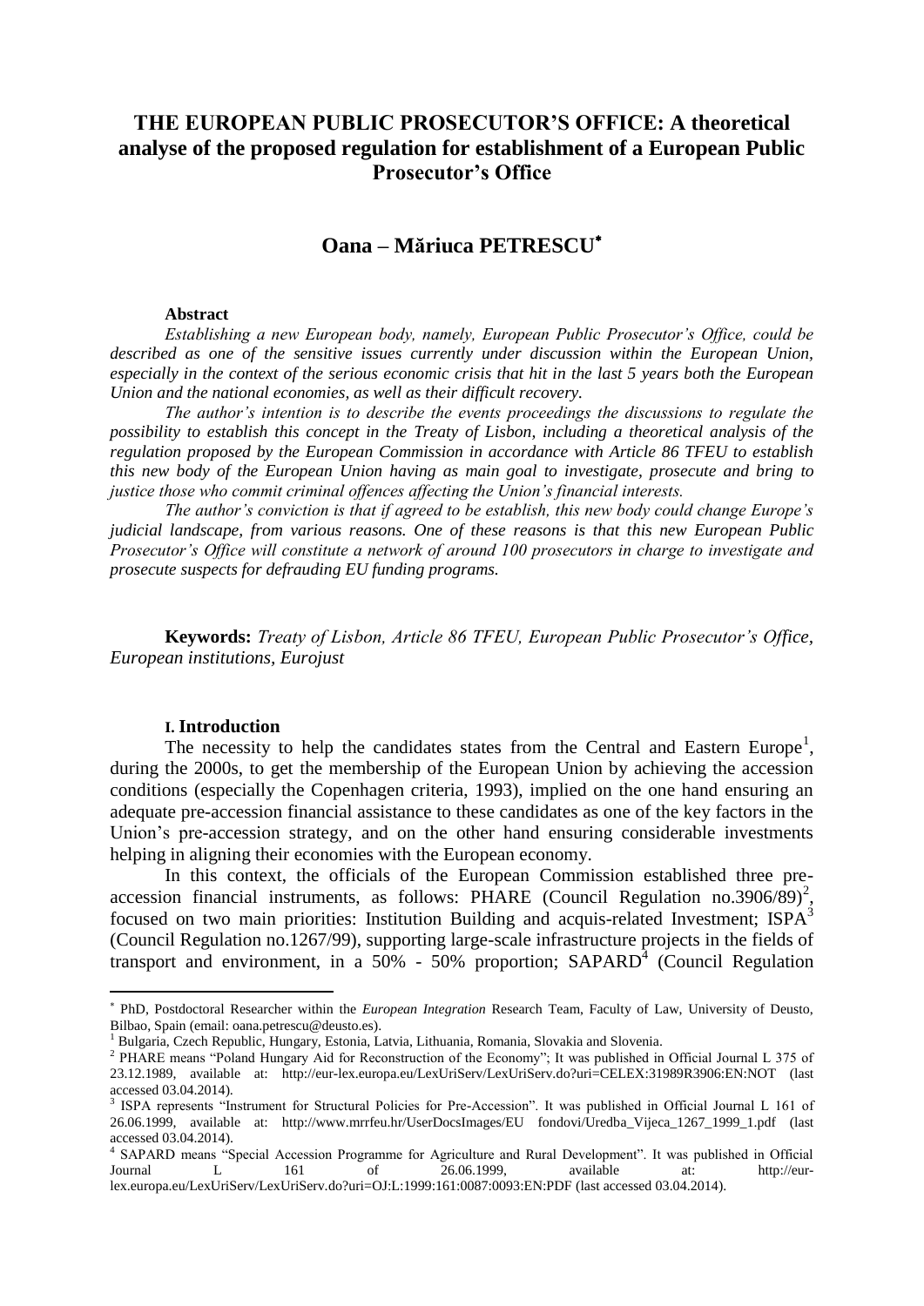# THE EUROPEAN PUBLIC PROSECUTOR'S OFFICE: A theoretical analyse of the proposed regulation for establishment of a European Public Prosecutor's Office

## Oana – Măriuca PETRESCU[*]

**Abstract**

*Establishing a new European body, namely, European Public Prosecutor's Office, could be described as one of the sensitive issues currently under discussion within the European Union, especially in the context of the serious economic crisis that hit in the last 5 years both the European Union and the national economies, as well as their difficult recovery.*

*The author's intention is to describe the events proceedings the discussions to regulate the possibility to establish this concept in the Treaty of Lisbon, including a theoretical analysis of the regulation proposed by the European Commission in accordance with Article 86 TFEU to establish this new body of the European Union having as main goal to investigate, prosecute and bring to justice those who commit criminal offences affecting the Union's financial interests.*

*The author's conviction is that if agreed to be establish, this new body could change Europe's judicial landscape, from various reasons. One of these reasons is that this new European Public Prosecutor's Office will constitute a network of around 100 prosecutors in charge to investigate and prosecute suspects for defrauding EU funding programs.*

**Keywords:** *Treaty of Lisbon, Article 86 TFEU, European Public Prosecutor's Office, European institutions, Eurojust*

### I. Introduction

The necessity to help the candidates states from the Central and Eastern Europe[1], during the 2000s, to get the membership of the European Union by achieving the accession conditions (especially the Copenhagen criteria, 1993), implied on the one hand ensuring an adequate pre-accession financial assistance to these candidates as one of the key factors in the Union's pre-accession strategy, and on the other hand ensuring considerable investments helping in aligning their economies with the European economy.

In this context, the officials of the European Commission established three pre-accession financial instruments, as follows: PHARE (Council Regulation no.3906/89)[2], focused on two main priorities: Institution Building and acquis-related Investment; ISPA[3] (Council Regulation no.1267/99), supporting large-scale infrastructure projects in the fields of transport and environment, in a 50% - 50% proportion; SAPARD[4] (Council Regulation

---

[*] PhD, Postdoctoral Researcher within the *European Integration* Research Team, Faculty of Law, University of Deusto, Bilbao, Spain (email: oana.petrescu@deusto.es).

[1] Bulgaria, Czech Republic, Hungary, Estonia, Latvia, Lithuania, Romania, Slovakia and Slovenia.

[2] PHARE means "Poland Hungary Aid for Reconstruction of the Economy"; It was published in Official Journal L 375 of 23.12.1989, available at: http://eur-lex.europa.eu/LexUriServ/LexUriServ.do?uri=CELEX:31989R3906:EN:NOT (last accessed 03.04.2014).

[3] ISPA represents "Instrument for Structural Policies for Pre-Accession". It was published in Official Journal L 161 of 26.06.1999, available at: http://www.mrrfeu.hr/UserDocsImages/EU fondovi/Uredba_Vijeca_1267_1999_1.pdf (last accessed 03.04.2014).

[4] SAPARD means "Special Accession Programme for Agriculture and Rural Development". It was published in Official Journal L 161 of 26.06.1999, available at: http://eur-lex.europa.eu/LexUriServ/LexUriServ.do?uri=OJ:L:1999:161:0087:0093:EN:PDF (last accessed 03.04.2014).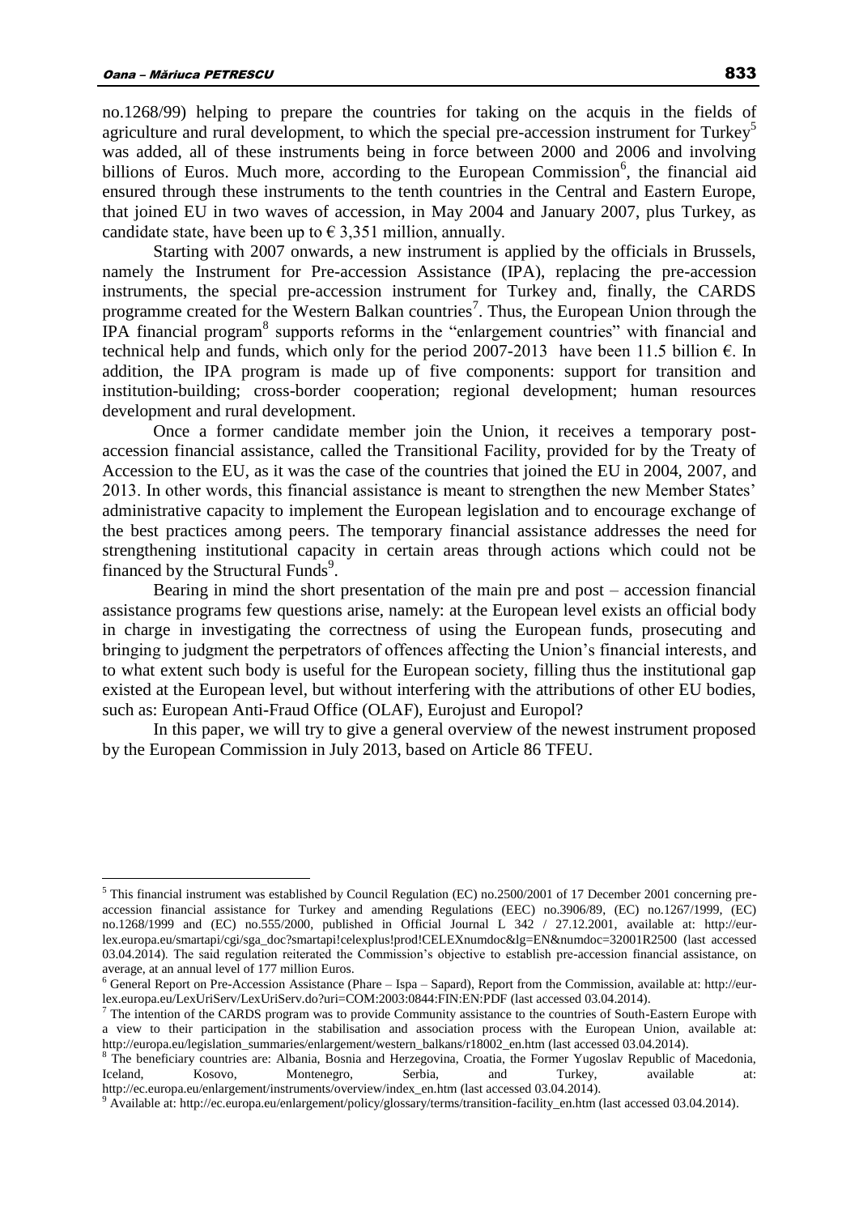no.1268/99) helping to prepare the countries for taking on the acquis in the fields of agriculture and rural development, to which the special pre-accession instrument for Turkey[5] was added, all of these instruments being in force between 2000 and 2006 and involving billions of Euros. Much more, according to the European Commission[6], the financial aid ensured through these instruments to the tenth countries in the Central and Eastern Europe, that joined EU in two waves of accession, in May 2004 and January 2007, plus Turkey, as candidate state, have been up to € 3,351 million, annually.

Starting with 2007 onwards, a new instrument is applied by the officials in Brussels, namely the Instrument for Pre-accession Assistance (IPA), replacing the pre-accession instruments, the special pre-accession instrument for Turkey and, finally, the CARDS programme created for the Western Balkan countries[7]. Thus, the European Union through the IPA financial program[8] supports reforms in the "enlargement countries" with financial and technical help and funds, which only for the period 2007-2013 have been 11.5 billion €. In addition, the IPA program is made up of five components: support for transition and institution-building; cross-border cooperation; regional development; human resources development and rural development.

Once a former candidate member join the Union, it receives a temporary post-accession financial assistance, called the Transitional Facility, provided for by the Treaty of Accession to the EU, as it was the case of the countries that joined the EU in 2004, 2007, and 2013. In other words, this financial assistance is meant to strengthen the new Member States' administrative capacity to implement the European legislation and to encourage exchange of the best practices among peers. The temporary financial assistance addresses the need for strengthening institutional capacity in certain areas through actions which could not be financed by the Structural Funds[9].

Bearing in mind the short presentation of the main pre and post – accession financial assistance programs few questions arise, namely: at the European level exists an official body in charge in investigating the correctness of using the European funds, prosecuting and bringing to judgment the perpetrators of offences affecting the Union's financial interests, and to what extent such body is useful for the European society, filling thus the institutional gap existed at the European level, but without interfering with the attributions of other EU bodies, such as: European Anti-Fraud Office (OLAF), Eurojust and Europol?

In this paper, we will try to give a general overview of the newest instrument proposed by the European Commission in July 2013, based on Article 86 TFEU.

---

[5] This financial instrument was established by Council Regulation (EC) no.2500/2001 of 17 December 2001 concerning pre-accession financial assistance for Turkey and amending Regulations (EEC) no.3906/89, (EC) no.1267/1999, (EC) no.1268/1999 and (EC) no.555/2000, published in Official Journal L 342 / 27.12.2001, available at: http://eur-lex.europa.eu/smartapi/cgi/sga_doc?smartapi!celexplus!prod!CELEXnumdoc&lg=EN&numdoc=32001R2500 (last accessed 03.04.2014). The said regulation reiterated the Commission's objective to establish pre-accession financial assistance, on average, at an annual level of 177 million Euros.

[6] General Report on Pre-Accession Assistance (Phare – Ispa – Sapard), Report from the Commission, available at: http://eur-lex.europa.eu/LexUriServ/LexUriServ.do?uri=COM:2003:0844:FIN:EN:PDF (last accessed 03.04.2014).

[7] The intention of the CARDS program was to provide Community assistance to the countries of South-Eastern Europe with a view to their participation in the stabilisation and association process with the European Union, available at: http://europa.eu/legislation_summaries/enlargement/western_balkans/r18002_en.htm (last accessed 03.04.2014).

[8] The beneficiary countries are: Albania, Bosnia and Herzegovina, Croatia, the Former Yugoslav Republic of Macedonia, Iceland, Kosovo, Montenegro, Serbia, and Turkey, available at: http://ec.europa.eu/enlargement/instruments/overview/index_en.htm (last accessed 03.04.2014).

[9] Available at: http://ec.europa.eu/enlargement/policy/glossary/terms/transition-facility_en.htm (last accessed 03.04.2014).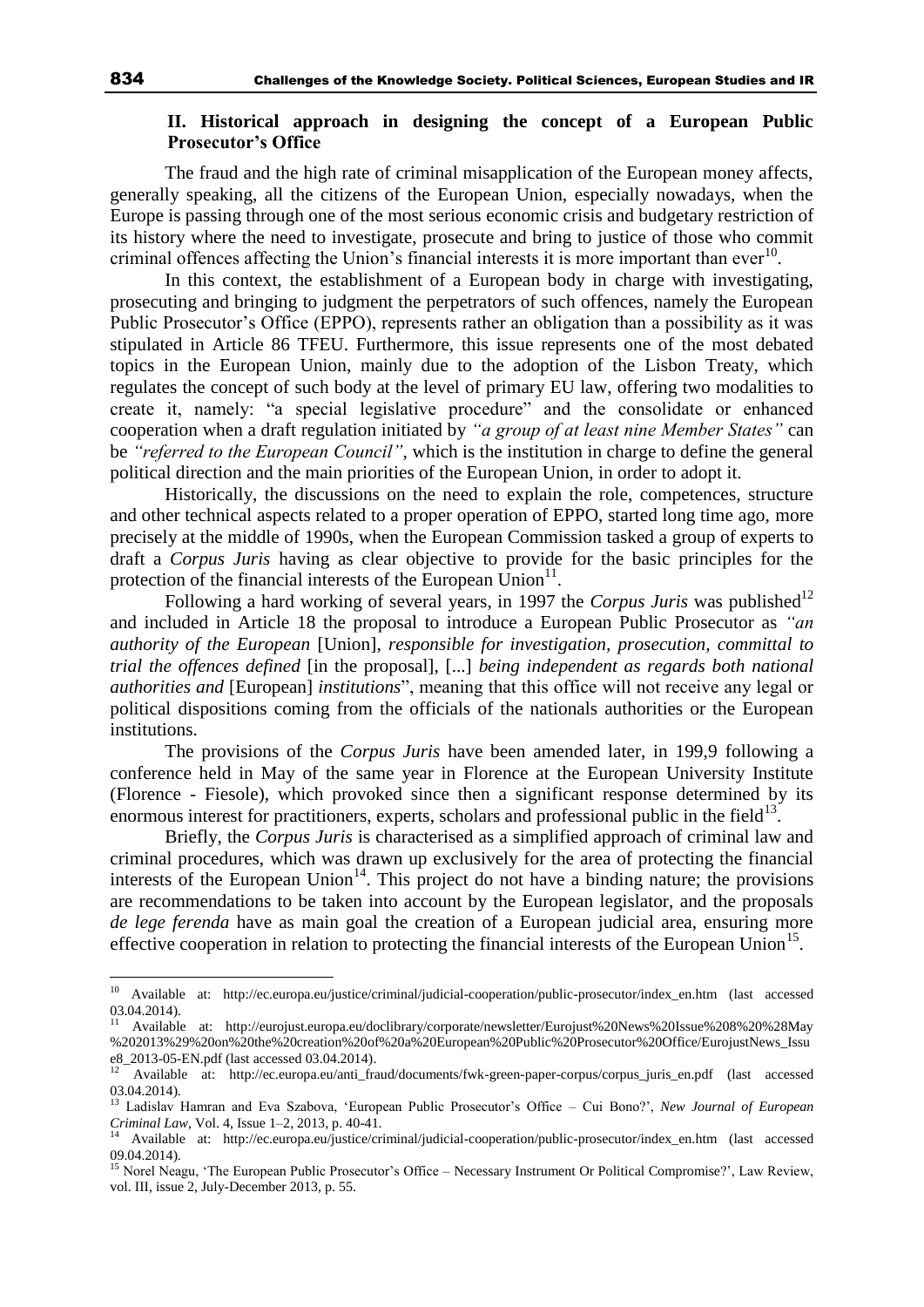## II. Historical approach in designing the concept of a European Public Prosecutor's Office

The fraud and the high rate of criminal misapplication of the European money affects, generally speaking, all the citizens of the European Union, especially nowadays, when the Europe is passing through one of the most serious economic crisis and budgetary restriction of its history where the need to investigate, prosecute and bring to justice of those who commit criminal offences affecting the Union's financial interests it is more important than ever[10].

In this context, the establishment of a European body in charge with investigating, prosecuting and bringing to judgment the perpetrators of such offences, namely the European Public Prosecutor's Office (EPPO), represents rather an obligation than a possibility as it was stipulated in Article 86 TFEU. Furthermore, this issue represents one of the most debated topics in the European Union, mainly due to the adoption of the Lisbon Treaty, which regulates the concept of such body at the level of primary EU law, offering two modalities to create it, namely: "a special legislative procedure" and the consolidate or enhanced cooperation when a draft regulation initiated by *"a group of at least nine Member States"* can be *"referred to the European Council"*, which is the institution in charge to define the general political direction and the main priorities of the European Union, in order to adopt it.

Historically, the discussions on the need to explain the role, competences, structure and other technical aspects related to a proper operation of EPPO, started long time ago, more precisely at the middle of 1990s, when the European Commission tasked a group of experts to draft a *Corpus Juris* having as clear objective to provide for the basic principles for the protection of the financial interests of the European Union[11].

Following a hard working of several years, in 1997 the *Corpus Juris* was published[12] and included in Article 18 the proposal to introduce a European Public Prosecutor as *"an authority of the European* [Union], *responsible for investigation, prosecution, committal to trial the offences defined* [in the proposal], [...] *being independent as regards both national authorities and* [European] *institutions*", meaning that this office will not receive any legal or political dispositions coming from the officials of the nationals authorities or the European institutions.

The provisions of the *Corpus Juris* have been amended later, in 199,9 following a conference held in May of the same year in Florence at the European University Institute (Florence - Fiesole), which provoked since then a significant response determined by its enormous interest for practitioners, experts, scholars and professional public in the field[13].

Briefly, the *Corpus Juris* is characterised as a simplified approach of criminal law and criminal procedures, which was drawn up exclusively for the area of protecting the financial interests of the European Union[14]. This project do not have a binding nature; the provisions are recommendations to be taken into account by the European legislator, and the proposals *de lege ferenda* have as main goal the creation of a European judicial area, ensuring more effective cooperation in relation to protecting the financial interests of the European Union[15].

---

[10] Available at: http://ec.europa.eu/justice/criminal/judicial-cooperation/public-prosecutor/index_en.htm (last accessed 03.04.2014).

[11] Available at: http://eurojust.europa.eu/doclibrary/corporate/newsletter/Eurojust%20News%20Issue%208%20%28May%202013%29%20on%20the%20creation%20of%20a%20European%20Public%20Prosecutor%20Office/EurojustNews_Issue8_2013-05-EN.pdf (last accessed 03.04.2014).

[12] Available at: http://ec.europa.eu/anti_fraud/documents/fwk-green-paper-corpus/corpus_juris_en.pdf (last accessed 03.04.2014).

[13] Ladislav Hamran and Eva Szabova, 'European Public Prosecutor's Office – Cui Bono?', *New Journal of European Criminal Law*, Vol. 4, Issue 1–2, 2013, p. 40-41.

[14] Available at: http://ec.europa.eu/justice/criminal/judicial-cooperation/public-prosecutor/index_en.htm (last accessed 09.04.2014).

[15] Norel Neagu, 'The European Public Prosecutor's Office – Necessary Instrument Or Political Compromise?', Law Review, vol. III, issue 2, July-December 2013, p. 55.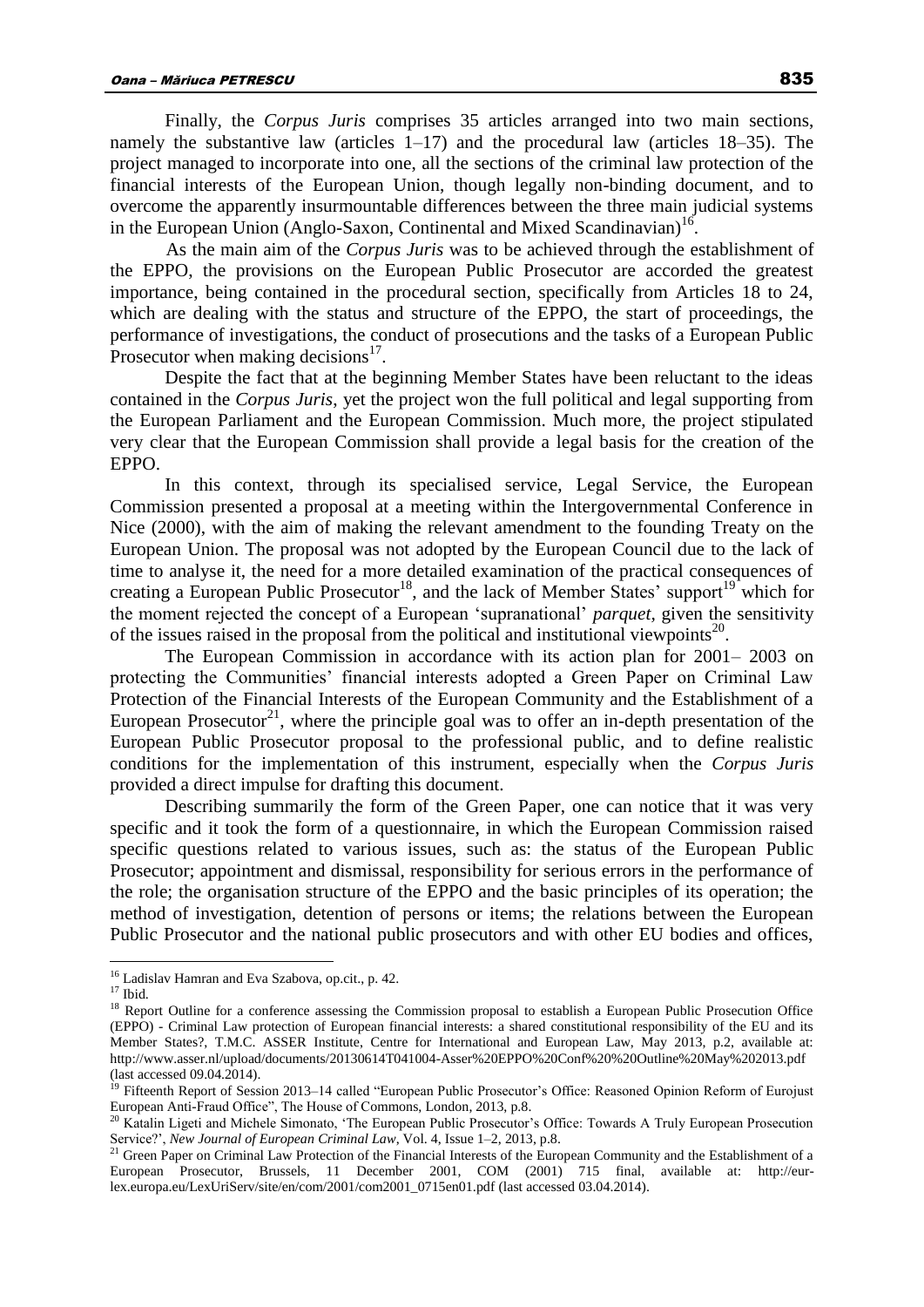Finally, the *Corpus Juris* comprises 35 articles arranged into two main sections, namely the substantive law (articles 1–17) and the procedural law (articles 18–35). The project managed to incorporate into one, all the sections of the criminal law protection of the financial interests of the European Union, though legally non-binding document, and to overcome the apparently insurmountable differences between the three main judicial systems in the European Union (Anglo-Saxon, Continental and Mixed Scandinavian)[16].

As the main aim of the *Corpus Juris* was to be achieved through the establishment of the EPPO, the provisions on the European Public Prosecutor are accorded the greatest importance, being contained in the procedural section, specifically from Articles 18 to 24, which are dealing with the status and structure of the EPPO, the start of proceedings, the performance of investigations, the conduct of prosecutions and the tasks of a European Public Prosecutor when making decisions[17].

Despite the fact that at the beginning Member States have been reluctant to the ideas contained in the *Corpus Juris*, yet the project won the full political and legal supporting from the European Parliament and the European Commission. Much more, the project stipulated very clear that the European Commission shall provide a legal basis for the creation of the EPPO.

In this context, through its specialised service, Legal Service, the European Commission presented a proposal at a meeting within the Intergovernmental Conference in Nice (2000), with the aim of making the relevant amendment to the founding Treaty on the European Union. The proposal was not adopted by the European Council due to the lack of time to analyse it, the need for a more detailed examination of the practical consequences of creating a European Public Prosecutor[18], and the lack of Member States' support[19] which for the moment rejected the concept of a European 'supranational' *parquet*, given the sensitivity of the issues raised in the proposal from the political and institutional viewpoints[20].

The European Commission in accordance with its action plan for 2001– 2003 on protecting the Communities' financial interests adopted a Green Paper on Criminal Law Protection of the Financial Interests of the European Community and the Establishment of a European Prosecutor[21], where the principle goal was to offer an in-depth presentation of the European Public Prosecutor proposal to the professional public, and to define realistic conditions for the implementation of this instrument, especially when the *Corpus Juris* provided a direct impulse for drafting this document.

Describing summarily the form of the Green Paper, one can notice that it was very specific and it took the form of a questionnaire, in which the European Commission raised specific questions related to various issues, such as: the status of the European Public Prosecutor; appointment and dismissal, responsibility for serious errors in the performance of the role; the organisation structure of the EPPO and the basic principles of its operation; the method of investigation, detention of persons or items; the relations between the European Public Prosecutor and the national public prosecutors and with other EU bodies and offices,

---

[16] Ladislav Hamran and Eva Szabova, op.cit., p. 42.

[17] Ibid.

[18] Report Outline for a conference assessing the Commission proposal to establish a European Public Prosecution Office (EPPO) - Criminal Law protection of European financial interests: a shared constitutional responsibility of the EU and its Member States?, T.M.C. ASSER Institute, Centre for International and European Law, May 2013, p.2, available at: http://www.asser.nl/upload/documents/20130614T041004-Asser%20EPPO%20Conf%20%20Outline%20May%202013.pdf (last accessed 09.04.2014).

[19] Fifteenth Report of Session 2013–14 called "European Public Prosecutor's Office: Reasoned Opinion Reform of Eurojust European Anti-Fraud Office", The House of Commons, London, 2013, p.8.

[20] Katalin Ligeti and Michele Simonato, 'The European Public Prosecutor's Office: Towards A Truly European Prosecution Service?', *New Journal of European Criminal Law*, Vol. 4, Issue 1–2, 2013, p.8.

[21] Green Paper on Criminal Law Protection of the Financial Interests of the European Community and the Establishment of a European Prosecutor, Brussels, 11 December 2001, COM (2001) 715 final, available at: http://eur-lex.europa.eu/LexUriServ/site/en/com/2001/com2001_0715en01.pdf (last accessed 03.04.2014).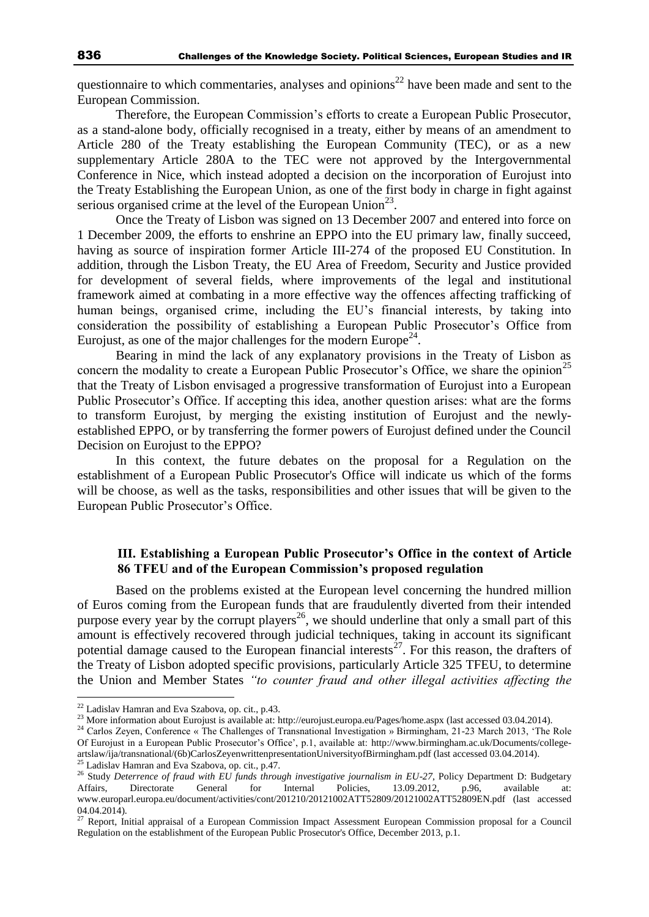questionnaire to which commentaries, analyses and opinions[22] have been made and sent to the European Commission.

Therefore, the European Commission's efforts to create a European Public Prosecutor, as a stand-alone body, officially recognised in a treaty, either by means of an amendment to Article 280 of the Treaty establishing the European Community (TEC), or as a new supplementary Article 280A to the TEC were not approved by the Intergovernmental Conference in Nice, which instead adopted a decision on the incorporation of Eurojust into the Treaty Establishing the European Union, as one of the first body in charge in fight against serious organised crime at the level of the European Union[23].

Once the Treaty of Lisbon was signed on 13 December 2007 and entered into force on 1 December 2009, the efforts to enshrine an EPPO into the EU primary law, finally succeed, having as source of inspiration former Article III-274 of the proposed EU Constitution. In addition, through the Lisbon Treaty, the EU Area of Freedom, Security and Justice provided for development of several fields, where improvements of the legal and institutional framework aimed at combating in a more effective way the offences affecting trafficking of human beings, organised crime, including the EU's financial interests, by taking into consideration the possibility of establishing a European Public Prosecutor's Office from Eurojust, as one of the major challenges for the modern Europe[24].

Bearing in mind the lack of any explanatory provisions in the Treaty of Lisbon as concern the modality to create a European Public Prosecutor's Office, we share the opinion[25] that the Treaty of Lisbon envisaged a progressive transformation of Eurojust into a European Public Prosecutor's Office. If accepting this idea, another question arises: what are the forms to transform Eurojust, by merging the existing institution of Eurojust and the newly-established EPPO, or by transferring the former powers of Eurojust defined under the Council Decision on Eurojust to the EPPO?

In this context, the future debates on the proposal for a Regulation on the establishment of a European Public Prosecutor's Office will indicate us which of the forms will be choose, as well as the tasks, responsibilities and other issues that will be given to the European Public Prosecutor's Office.

## III. Establishing a European Public Prosecutor's Office in the context of Article 86 TFEU and of the European Commission's proposed regulation

Based on the problems existed at the European level concerning the hundred million of Euros coming from the European funds that are fraudulently diverted from their intended purpose every year by the corrupt players[26], we should underline that only a small part of this amount is effectively recovered through judicial techniques, taking in account its significant potential damage caused to the European financial interests[27]. For this reason, the drafters of the Treaty of Lisbon adopted specific provisions, particularly Article 325 TFEU, to determine the Union and Member States *"to counter fraud and other illegal activities affecting the*

---

[22] Ladislav Hamran and Eva Szabova, op. cit., p.43.

[23] More information about Eurojust is available at: http://eurojust.europa.eu/Pages/home.aspx (last accessed 03.04.2014).

[24] Carlos Zeyen, Conference « The Challenges of Transnational Investigation » Birmingham, 21-23 March 2013, 'The Role Of Eurojust in a European Public Prosecutor's Office', p.1, available at: http://www.birmingham.ac.uk/Documents/college-artslaw/ija/transnational/(6b)CarlosZeyenwrittenpresentationUniversityofBirmingham.pdf (last accessed 03.04.2014).

[25] Ladislav Hamran and Eva Szabova, op. cit., p.47.

[26] Study *Deterrence of fraud with EU funds through investigative journalism in EU-27*, Policy Department D: Budgetary Affairs, Directorate General for Internal Policies, 13.09.2012, p.96, available at: www.europarl.europa.eu/document/activities/cont/201210/20121002ATT52809/20121002ATT52809EN.pdf (last accessed 04.04.2014).

[27] Report, Initial appraisal of a European Commission Impact Assessment European Commission proposal for a Council Regulation on the establishment of the European Public Prosecutor's Office, December 2013, p.1.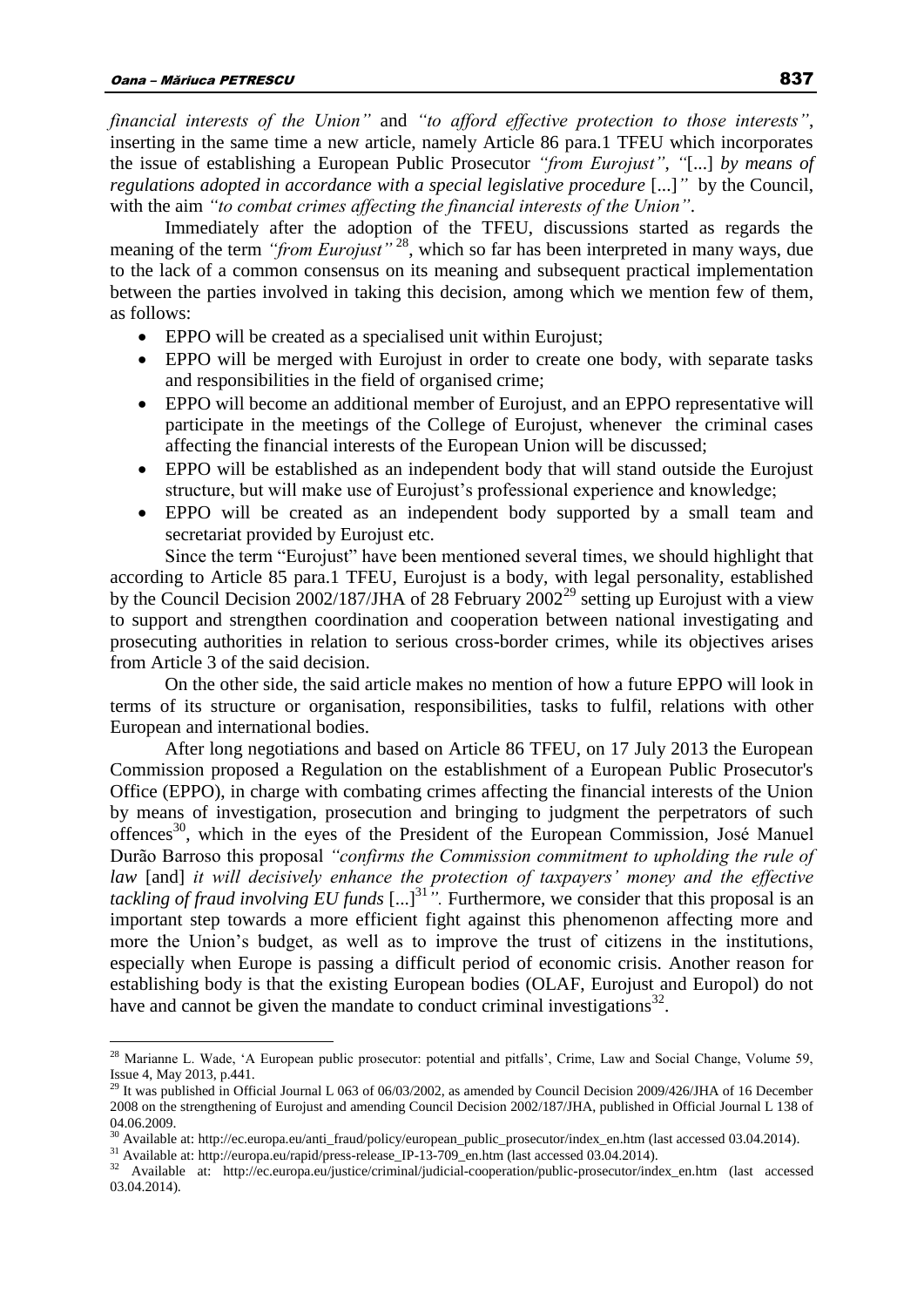*financial interests of the Union"* and *"to afford effective protection to those interests"*, inserting in the same time a new article, namely Article 86 para.1 TFEU which incorporates the issue of establishing a European Public Prosecutor *"from Eurojust"*, *"*[...] *by means of regulations adopted in accordance with a special legislative procedure* [...]*"* by the Council, with the aim *"to combat crimes affecting the financial interests of the Union"*.

Immediately after the adoption of the TFEU, discussions started as regards the meaning of the term *"from Eurojust"*[28], which so far has been interpreted in many ways, due to the lack of a common consensus on its meaning and subsequent practical implementation between the parties involved in taking this decision, among which we mention few of them, as follows:

- EPPO will be created as a specialised unit within Eurojust;
- EPPO will be merged with Eurojust in order to create one body, with separate tasks and responsibilities in the field of organised crime;
- EPPO will become an additional member of Eurojust, and an EPPO representative will participate in the meetings of the College of Eurojust, whenever the criminal cases affecting the financial interests of the European Union will be discussed;
- EPPO will be established as an independent body that will stand outside the Eurojust structure, but will make use of Eurojust's professional experience and knowledge;
- EPPO will be created as an independent body supported by a small team and secretariat provided by Eurojust etc.

Since the term "Eurojust" have been mentioned several times, we should highlight that according to Article 85 para.1 TFEU, Eurojust is a body, with legal personality, established by the Council Decision 2002/187/JHA of 28 February 2002[29] setting up Eurojust with a view to support and strengthen coordination and cooperation between national investigating and prosecuting authorities in relation to serious cross-border crimes, while its objectives arises from Article 3 of the said decision.

On the other side, the said article makes no mention of how a future EPPO will look in terms of its structure or organisation, responsibilities, tasks to fulfil, relations with other European and international bodies.

After long negotiations and based on Article 86 TFEU, on 17 July 2013 the European Commission proposed a Regulation on the establishment of a European Public Prosecutor's Office (EPPO), in charge with combating crimes affecting the financial interests of the Union by means of investigation, prosecution and bringing to judgment the perpetrators of such offences[30], which in the eyes of the President of the European Commission, José Manuel Durão Barroso this proposal *"confirms the Commission commitment to upholding the rule of law* [and] *it will decisively enhance the protection of taxpayers' money and the effective tackling of fraud involving EU funds* [...][31]*".* Furthermore, we consider that this proposal is an important step towards a more efficient fight against this phenomenon affecting more and more the Union's budget, as well as to improve the trust of citizens in the institutions, especially when Europe is passing a difficult period of economic crisis. Another reason for establishing body is that the existing European bodies (OLAF, Eurojust and Europol) do not have and cannot be given the mandate to conduct criminal investigations[32].

---

[28] Marianne L. Wade, 'A European public prosecutor: potential and pitfalls', Crime, Law and Social Change, Volume 59, Issue 4, May 2013, p.441.

[29] It was published in Official Journal L 063 of 06/03/2002, as amended by Council Decision 2009/426/JHA of 16 December 2008 on the strengthening of Eurojust and amending Council Decision 2002/187/JHA, published in Official Journal L 138 of 04.06.2009.

[30] Available at: http://ec.europa.eu/anti_fraud/policy/european_public_prosecutor/index_en.htm (last accessed 03.04.2014).

[31] Available at: http://europa.eu/rapid/press-release_IP-13-709_en.htm (last accessed 03.04.2014).

[32] Available at: http://ec.europa.eu/justice/criminal/judicial-cooperation/public-prosecutor/index_en.htm (last accessed 03.04.2014).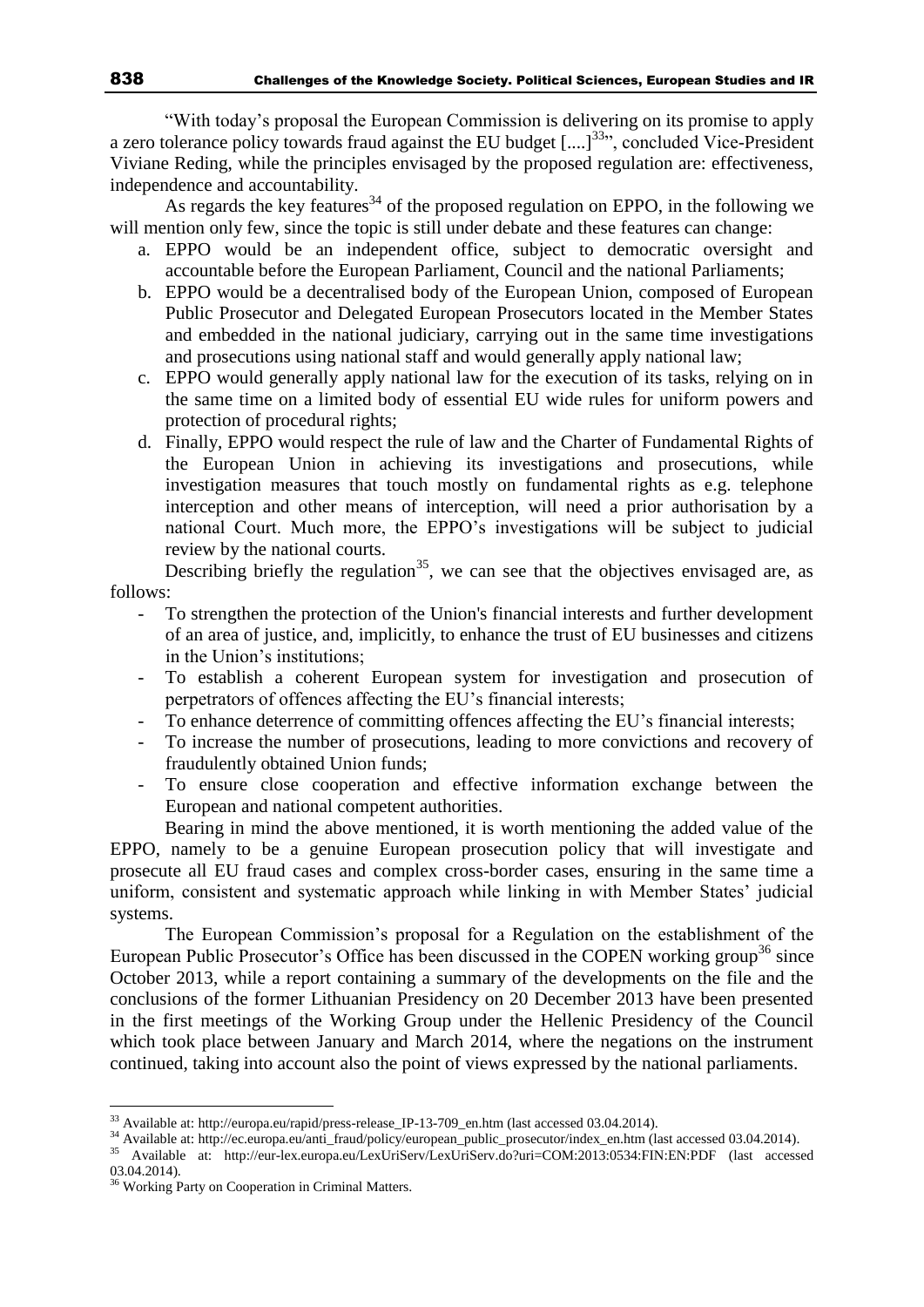"With today's proposal the European Commission is delivering on its promise to apply a zero tolerance policy towards fraud against the EU budget [....][33]", concluded Vice-President Viviane Reding, while the principles envisaged by the proposed regulation are: effectiveness, independence and accountability.

As regards the key features[34] of the proposed regulation on EPPO, in the following we will mention only few, since the topic is still under debate and these features can change:

a. EPPO would be an independent office, subject to democratic oversight and accountable before the European Parliament, Council and the national Parliaments;
b. EPPO would be a decentralised body of the European Union, composed of European Public Prosecutor and Delegated European Prosecutors located in the Member States and embedded in the national judiciary, carrying out in the same time investigations and prosecutions using national staff and would generally apply national law;
c. EPPO would generally apply national law for the execution of its tasks, relying on in the same time on a limited body of essential EU wide rules for uniform powers and protection of procedural rights;
d. Finally, EPPO would respect the rule of law and the Charter of Fundamental Rights of the European Union in achieving its investigations and prosecutions, while investigation measures that touch mostly on fundamental rights as e.g. telephone interception and other means of interception, will need a prior authorisation by a national Court. Much more, the EPPO's investigations will be subject to judicial review by the national courts.

Describing briefly the regulation[35], we can see that the objectives envisaged are, as follows:

- To strengthen the protection of the Union's financial interests and further development of an area of justice, and, implicitly, to enhance the trust of EU businesses and citizens in the Union's institutions;
- To establish a coherent European system for investigation and prosecution of perpetrators of offences affecting the EU's financial interests;
- To enhance deterrence of committing offences affecting the EU's financial interests;
- To increase the number of prosecutions, leading to more convictions and recovery of fraudulently obtained Union funds;
- To ensure close cooperation and effective information exchange between the European and national competent authorities.

Bearing in mind the above mentioned, it is worth mentioning the added value of the EPPO, namely to be a genuine European prosecution policy that will investigate and prosecute all EU fraud cases and complex cross-border cases, ensuring in the same time a uniform, consistent and systematic approach while linking in with Member States' judicial systems.

The European Commission's proposal for a Regulation on the establishment of the European Public Prosecutor's Office has been discussed in the COPEN working group[36] since October 2013, while a report containing a summary of the developments on the file and the conclusions of the former Lithuanian Presidency on 20 December 2013 have been presented in the first meetings of the Working Group under the Hellenic Presidency of the Council which took place between January and March 2014, where the negations on the instrument continued, taking into account also the point of views expressed by the national parliaments.

---

[33] Available at: http://europa.eu/rapid/press-release_IP-13-709_en.htm (last accessed 03.04.2014).

[34] Available at: http://ec.europa.eu/anti_fraud/policy/european_public_prosecutor/index_en.htm (last accessed 03.04.2014).

[35] Available at: http://eur-lex.europa.eu/LexUriServ/LexUriServ.do?uri=COM:2013:0534:FIN:EN:PDF (last accessed 03.04.2014).

[36] Working Party on Cooperation in Criminal Matters.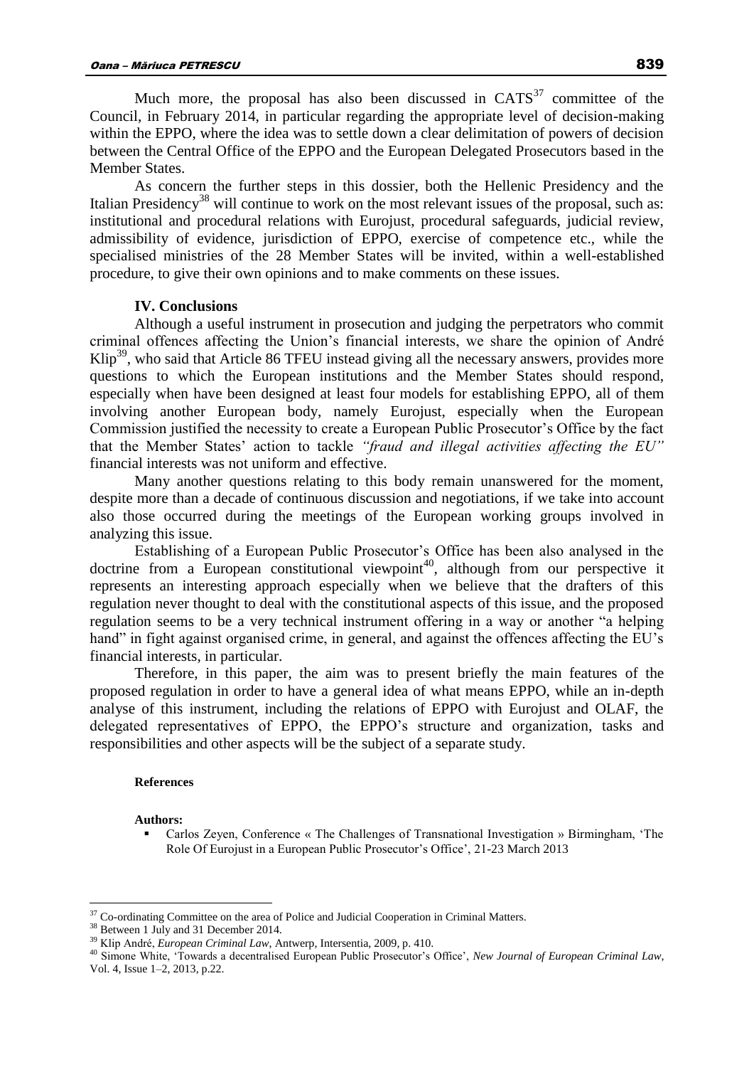Much more, the proposal has also been discussed in CATS[37] committee of the Council, in February 2014, in particular regarding the appropriate level of decision-making within the EPPO, where the idea was to settle down a clear delimitation of powers of decision between the Central Office of the EPPO and the European Delegated Prosecutors based in the Member States.

As concern the further steps in this dossier, both the Hellenic Presidency and the Italian Presidency[38] will continue to work on the most relevant issues of the proposal, such as: institutional and procedural relations with Eurojust, procedural safeguards, judicial review, admissibility of evidence, jurisdiction of EPPO, exercise of competence etc., while the specialised ministries of the 28 Member States will be invited, within a well-established procedure, to give their own opinions and to make comments on these issues.

## IV. Conclusions

Although a useful instrument in prosecution and judging the perpetrators who commit criminal offences affecting the Union's financial interests, we share the opinion of André Klip[39], who said that Article 86 TFEU instead giving all the necessary answers, provides more questions to which the European institutions and the Member States should respond, especially when have been designed at least four models for establishing EPPO, all of them involving another European body, namely Eurojust, especially when the European Commission justified the necessity to create a European Public Prosecutor's Office by the fact that the Member States' action to tackle *"fraud and illegal activities affecting the EU"* financial interests was not uniform and effective.

Many another questions relating to this body remain unanswered for the moment, despite more than a decade of continuous discussion and negotiations, if we take into account also those occurred during the meetings of the European working groups involved in analyzing this issue.

Establishing of a European Public Prosecutor's Office has been also analysed in the doctrine from a European constitutional viewpoint[40], although from our perspective it represents an interesting approach especially when we believe that the drafters of this regulation never thought to deal with the constitutional aspects of this issue, and the proposed regulation seems to be a very technical instrument offering in a way or another "a helping hand" in fight against organised crime, in general, and against the offences affecting the EU's financial interests, in particular.

Therefore, in this paper, the aim was to present briefly the main features of the proposed regulation in order to have a general idea of what means EPPO, while an in-depth analyse of this instrument, including the relations of EPPO with Eurojust and OLAF, the delegated representatives of EPPO, the EPPO's structure and organization, tasks and responsibilities and other aspects will be the subject of a separate study.

**References**

**Authors:**

- Carlos Zeyen, Conference « The Challenges of Transnational Investigation » Birmingham, 'The Role Of Eurojust in a European Public Prosecutor's Office', 21-23 March 2013

---

[37] Co-ordinating Committee on the area of Police and Judicial Cooperation in Criminal Matters.

[38] Between 1 July and 31 December 2014.

[39] Klip André, *European Criminal Law*, Antwerp, Intersentia, 2009, p. 410.

[40] Simone White, 'Towards a decentralised European Public Prosecutor's Office', *New Journal of European Criminal Law*, Vol. 4, Issue 1–2, 2013, p.22.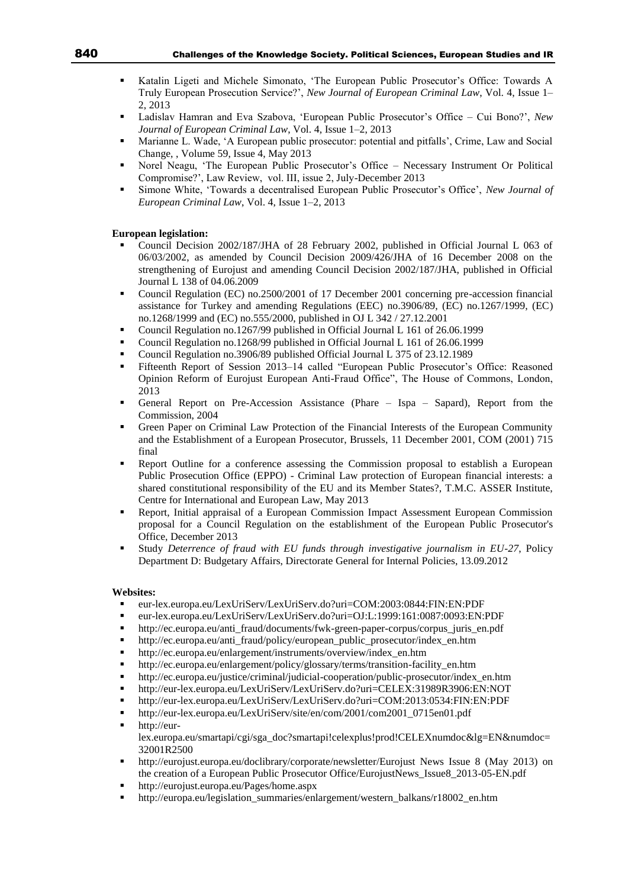- Katalin Ligeti and Michele Simonato, 'The European Public Prosecutor's Office: Towards A Truly European Prosecution Service?', *New Journal of European Criminal Law*, Vol. 4, Issue 1–2, 2013
- Ladislav Hamran and Eva Szabova, 'European Public Prosecutor's Office – Cui Bono?', *New Journal of European Criminal Law*, Vol. 4, Issue 1–2, 2013
- Marianne L. Wade, 'A European public prosecutor: potential and pitfalls', Crime, Law and Social Change, , Volume 59, Issue 4, May 2013
- Norel Neagu, 'The European Public Prosecutor's Office – Necessary Instrument Or Political Compromise?', Law Review, vol. III, issue 2, July-December 2013
- Simone White, 'Towards a decentralised European Public Prosecutor's Office', *New Journal of European Criminal Law*, Vol. 4, Issue 1–2, 2013

**European legislation:**

- Council Decision 2002/187/JHA of 28 February 2002, published in Official Journal L 063 of 06/03/2002, as amended by Council Decision 2009/426/JHA of 16 December 2008 on the strengthening of Eurojust and amending Council Decision 2002/187/JHA, published in Official Journal L 138 of 04.06.2009
- Council Regulation (EC) no.2500/2001 of 17 December 2001 concerning pre-accession financial assistance for Turkey and amending Regulations (EEC) no.3906/89, (EC) no.1267/1999, (EC) no.1268/1999 and (EC) no.555/2000, published in OJ L 342 / 27.12.2001
- Council Regulation no.1267/99 published in Official Journal L 161 of 26.06.1999
- Council Regulation no.1268/99 published in Official Journal L 161 of 26.06.1999
- Council Regulation no.3906/89 published Official Journal L 375 of 23.12.1989
- Fifteenth Report of Session 2013–14 called "European Public Prosecutor's Office: Reasoned Opinion Reform of Eurojust European Anti-Fraud Office", The House of Commons, London, 2013
- General Report on Pre-Accession Assistance (Phare – Ispa – Sapard), Report from the Commission, 2004
- Green Paper on Criminal Law Protection of the Financial Interests of the European Community and the Establishment of a European Prosecutor, Brussels, 11 December 2001, COM (2001) 715 final
- Report Outline for a conference assessing the Commission proposal to establish a European Public Prosecution Office (EPPO) - Criminal Law protection of European financial interests: a shared constitutional responsibility of the EU and its Member States?, T.M.C. ASSER Institute, Centre for International and European Law, May 2013
- Report, Initial appraisal of a European Commission Impact Assessment European Commission proposal for a Council Regulation on the establishment of the European Public Prosecutor's Office, December 2013
- Study *Deterrence of fraud with EU funds through investigative journalism in EU-27*, Policy Department D: Budgetary Affairs, Directorate General for Internal Policies, 13.09.2012

**Websites:**

- eur-lex.europa.eu/LexUriServ/LexUriServ.do?uri=COM:2003:0844:FIN:EN:PDF
- eur-lex.europa.eu/LexUriServ/LexUriServ.do?uri=OJ:L:1999:161:0087:0093:EN:PDF
- http://ec.europa.eu/anti_fraud/documents/fwk-green-paper-corpus/corpus_juris_en.pdf
- http://ec.europa.eu/anti_fraud/policy/european_public_prosecutor/index_en.htm
- http://ec.europa.eu/enlargement/instruments/overview/index_en.htm
- http://ec.europa.eu/enlargement/policy/glossary/terms/transition-facility_en.htm
- http://ec.europa.eu/justice/criminal/judicial-cooperation/public-prosecutor/index_en.htm
- http://eur-lex.europa.eu/LexUriServ/LexUriServ.do?uri=CELEX:31989R3906:EN:NOT
- http://eur-lex.europa.eu/LexUriServ/LexUriServ.do?uri=COM:2013:0534:FIN:EN:PDF
- http://eur-lex.europa.eu/LexUriServ/site/en/com/2001/com2001_0715en01.pdf
- http://eur-lex.europa.eu/smartapi/cgi/sga_doc?smartapi!celexplus!prod!CELEXnumdoc&lg=EN&numdoc=32001R2500
- http://eurojust.europa.eu/doclibrary/corporate/newsletter/Eurojust News Issue 8 (May 2013) on the creation of a European Public Prosecutor Office/EurojustNews_Issue8_2013-05-EN.pdf
- http://eurojust.europa.eu/Pages/home.aspx
- http://europa.eu/legislation_summaries/enlargement/western_balkans/r18002_en.htm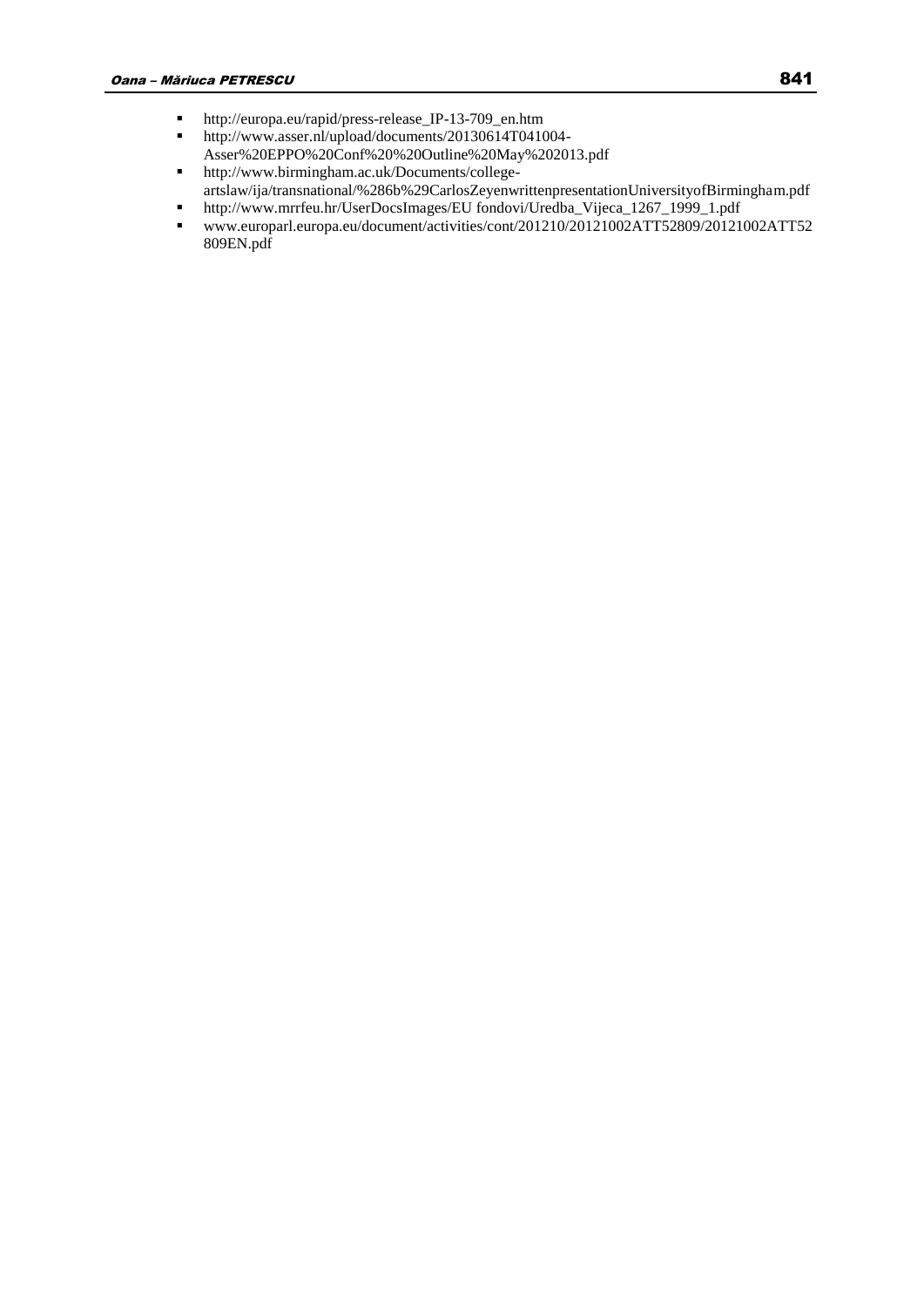- http://europa.eu/rapid/press-release_IP-13-709_en.htm
- http://www.asser.nl/upload/documents/20130614T041004-Asser%20EPPO%20Conf%20%20Outline%20May%202013.pdf
- http://www.birmingham.ac.uk/Documents/college-artslaw/ija/transnational/%286b%29CarlosZeyenwrittenpresentationUniversityofBirmingham.pdf
- http://www.mrrfeu.hr/UserDocsImages/EU fondovi/Uredba_Vijeca_1267_1999_1.pdf
- www.europarl.europa.eu/document/activities/cont/201210/20121002ATT52809/20121002ATT52809EN.pdf